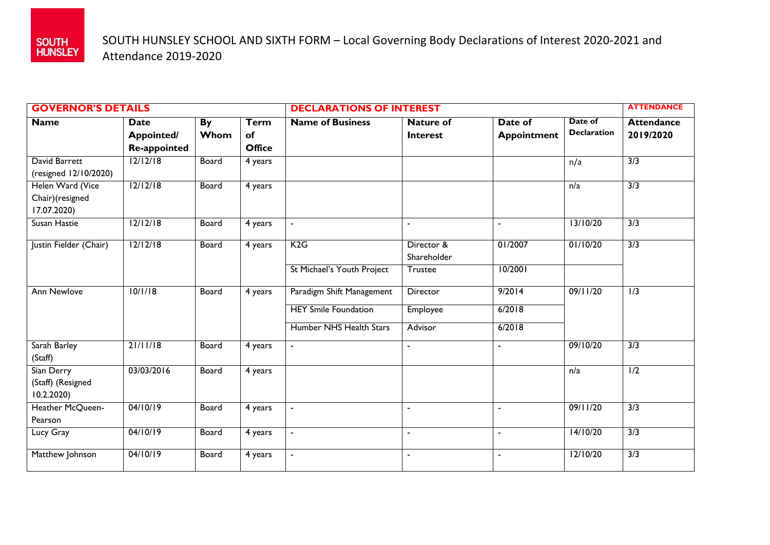SOUTH HUNSLEY

# SOUTH HUNSLEY SCHOOL AND SIXTH FORM – Local Governing Body Declarations of Interest 2020-2021 and Attendance 2019-2020

| GOVERNOR'S DETAILS | | | | DECLARATIONS OF INTEREST | | | | ATTENDANCE |
|---|---|---|---|---|---|---|---|---|
| **Name** | **Date Appointed/ Re-appointed** | **By Whom** | **Term of Office** | **Name of Business** | **Nature of Interest** | **Date of Appointment** | **Date of Declaration** | **Attendance 2019/2020** |
| David Barrett (resigned 12/10/2020) | 12/12/18 | Board | 4 years | | | | n/a | 3/3 |
| Helen Ward (Vice Chair)(resigned 17.07.2020) | 12/12/18 | Board | 4 years | | | | n/a | 3/3 |
| Susan Hastie | 12/12/18 | Board | 4 years | - | - | - | 13/10/20 | 3/3 |
| Justin Fielder (Chair) | 12/12/18 | Board | 4 years | K2G | Director & Shareholder | 01/2007 | 01/10/20 | 3/3 |
| | | | | St Michael's Youth Project | Trustee | 10/2001 | | |
| Ann Newlove | 10/1/18 | Board | 4 years | Paradigm Shift Management | Director | 9/2014 | 09/11/20 | 1/3 |
| | | | | HEY Smile Foundation | Employee | 6/2018 | | |
| | | | | Humber NHS Health Stars | Advisor | 6/2018 | | |
| Sarah Barley (Staff) | 21/11/18 | Board | 4 years | - | - | - | 09/10/20 | 3/3 |
| Sian Derry (Staff) (Resigned 10.2.2020) | 03/03/2016 | Board | 4 years | | | | n/a | 1/2 |
| Heather McQueen-Pearson | 04/10/19 | Board | 4 years | - | - | - | 09/11/20 | 3/3 |
| Lucy Gray | 04/10/19 | Board | 4 years | - | - | - | 14/10/20 | 3/3 |
| Matthew Johnson | 04/10/19 | Board | 4 years | - | - | - | 12/10/20 | 3/3 |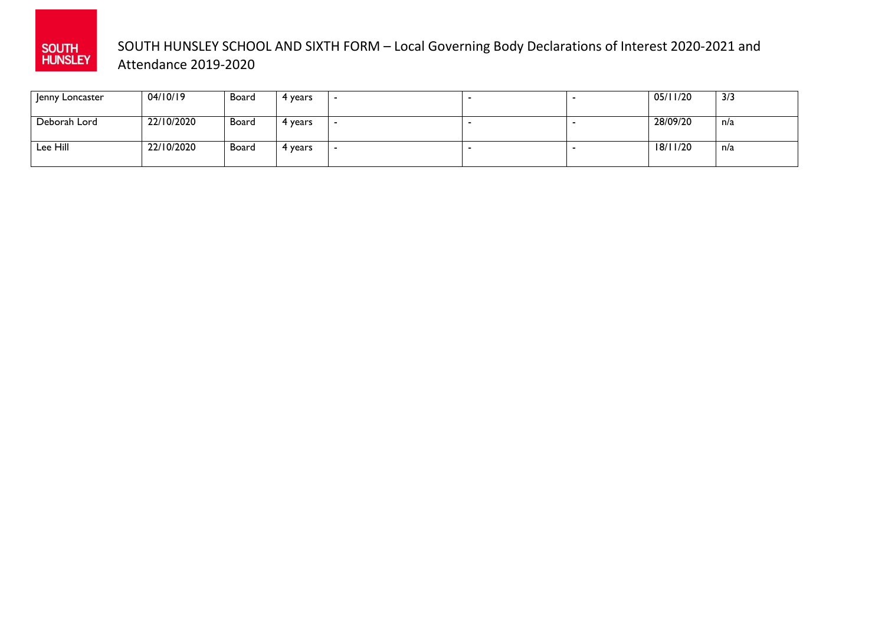SOUTH HUNSLEY

SOUTH HUNSLEY SCHOOL AND SIXTH FORM – Local Governing Body Declarations of Interest 2020-2021 and Attendance 2019-2020

| | | | | | | | | |
|---|---|---|---|---|---|---|---|---|
| Jenny Loncaster | 04/10/19 | Board | 4 years | - | - | - | 05/11/20 | 3/3 |
| Deborah Lord | 22/10/2020 | Board | 4 years | - | - | - | 28/09/20 | n/a |
| Lee Hill | 22/10/2020 | Board | 4 years | - | - | - | 18/11/20 | n/a |